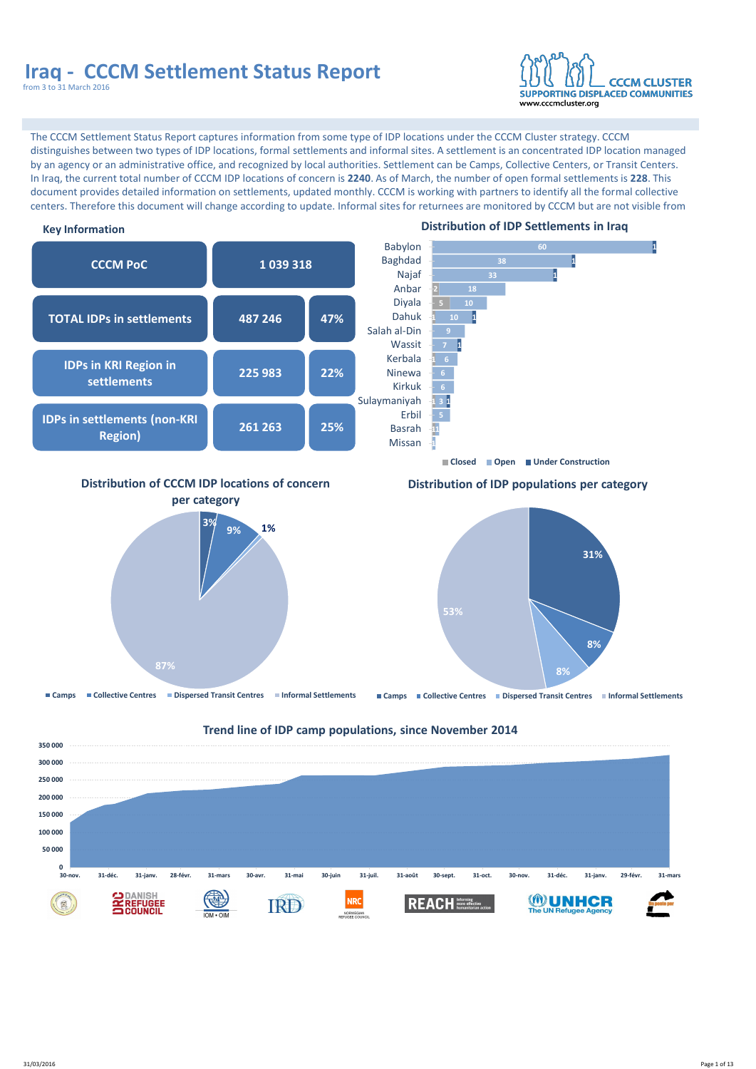# Iraq - CCCM Settlement Status Report

from 3 to 31 March 2016

CCCM CLUSTER
SUPPORTING DISPLACED COMMUNITIES
www.cccmcluster.org

The CCCM Settlement Status Report captures information from some type of IDP locations under the CCCM Cluster strategy. CCCM distinguishes between two types of IDP locations, formal settlements and informal sites. A settlement is an concentrated IDP location managed by an agency or an administrative office, and recognized by local authorities. Settlement can be Camps, Collective Centers, or Transit Centers. In Iraq, the current total number of CCCM IDP locations of concern is **2240**. As of March, the number of open formal settlements is **228**. This document provides detailed information on settlements, updated monthly. CCCM is working with partners to identify all the formal collective centers. Therefore this document will change according to update. Informal sites for returnees are monitored by CCCM but are not visible from

## Key Information

| | | |
|---|---|---|
| CCCM PoC | 1 039 318 | |
| TOTAL IDPs in settlements | 487 246 | 47% |
| IDPs in KRI Region in settlements | 225 983 | 22% |
| IDPs in settlements (non-KRI Region) | 261 263 | 25% |

## Distribution of IDP Settlements in Iraq

| Governorate | Closed | Open | Under Construction |
|---|---|---|---|
| Babylon | | 60 | 1 |
| Baghdad | | 38 | 1 |
| Najaf | | 33 | 1 |
| Anbar | 2 | 18 | |
| Diyala | 5 | 10 | |
| Dahuk | 1 | 10 | 1 |
| Salah al-Din | | 9 | |
| Wassit | | 7 | 1 |
| Kerbala | 1 | 6 | |
| Ninewa | | 6 | |
| Kirkuk | | 6 | |
| Sulaymaniyah | 1 | 3 | 1 |
| Erbil | | 5 | |
| Basrah | 1 | 1 | |
| Missan | | 1 | |

## Distribution of CCCM IDP locations of concern per category

| Category | Share |
|---|---|
| Camps | 3% |
| Collective Centres | 9% |
| Dispersed Transit Centres | 1% |
| Informal Settlements | 87% |

## Distribution of IDP populations per category

| Category | Share |
|---|---|
| Camps | 31% |
| Collective Centres | 8% |
| Dispersed Transit Centres | 8% |
| Informal Settlements | 53% |

## Trend line of IDP camp populations, since November 2014

Y-axis: 0 – 350 000. X-axis: 30-nov., 31-déc., 31-janv., 28-févr., 31-mars, 30-avr., 31-mai, 30-juin, 31-juil., 31-août, 30-sept., 31-oct., 30-nov., 31-déc., 31-janv., 29-févr., 31-mars

DANISH REFUGEE COUNCIL · IOM • OIM · IRD · NRC · REACH · UNHCR The UN Refugee Agency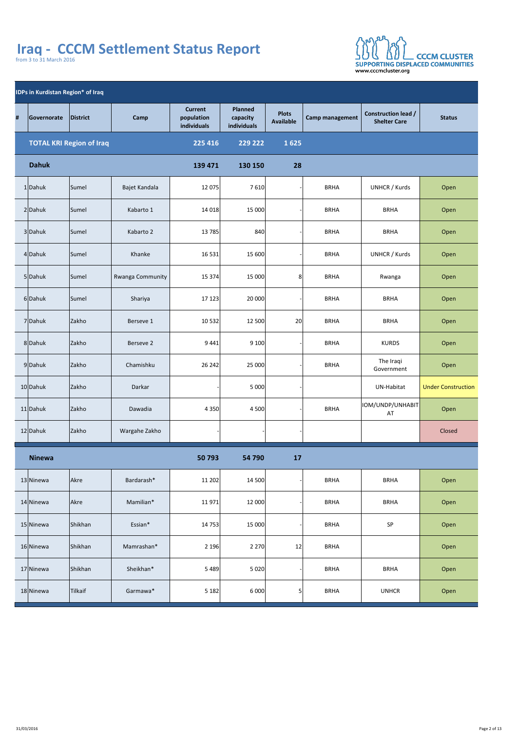# Iraq - CCCM Settlement Status Report

from 3 to 31 March 2016

CCCM CLUSTER
SUPPORTING DISPLACED COMMUNITIES
www.cccmcluster.org

**IDPs in Kurdistan Region* of Iraq**

| # | Governorate | District | Camp | Current population individuals | Planned capacity individuals | Plots Available | Camp management | Construction lead / Shelter Care | Status |
|---|---|---|---|---|---|---|---|---|---|
| | **TOTAL KRI Region of Iraq** | | | **225 416** | **229 222** | **1 625** | | | |
| | **Dahuk** | | | **139 471** | **130 150** | **28** | | | |
| 1 | Dahuk | Sumel | Bajet Kandala | 12 075 | 7 610 | - | BRHA | UNHCR / Kurds | Open |
| 2 | Dahuk | Sumel | Kabarto 1 | 14 018 | 15 000 | - | BRHA | BRHA | Open |
| 3 | Dahuk | Sumel | Kabarto 2 | 13 785 | 840 | - | BRHA | BRHA | Open |
| 4 | Dahuk | Sumel | Khanke | 16 531 | 15 600 | - | BRHA | UNHCR / Kurds | Open |
| 5 | Dahuk | Sumel | Rwanga Community | 15 374 | 15 000 | 8 | BRHA | Rwanga | Open |
| 6 | Dahuk | Sumel | Shariya | 17 123 | 20 000 | - | BRHA | BRHA | Open |
| 7 | Dahuk | Zakho | Berseve 1 | 10 532 | 12 500 | 20 | BRHA | BRHA | Open |
| 8 | Dahuk | Zakho | Berseve 2 | 9 441 | 9 100 | - | BRHA | KURDS | Open |
| 9 | Dahuk | Zakho | Chamishku | 26 242 | 25 000 | - | BRHA | The Iraqi Government | Open |
| 10 | Dahuk | Zakho | Darkar | - | 5 000 | - | | UN-Habitat | Under Construction |
| 11 | Dahuk | Zakho | Dawadia | 4 350 | 4 500 | - | BRHA | IOM/UNDP/UNHABITAT | Open |
| 12 | Dahuk | Zakho | Wargahe Zakho | - | - | - | | | Closed |
| | **Ninewa** | | | **50 793** | **54 790** | **17** | | | |
| 13 | Ninewa | Akre | Bardarash* | 11 202 | 14 500 | - | BRHA | BRHA | Open |
| 14 | Ninewa | Akre | Mamilian* | 11 971 | 12 000 | - | BRHA | BRHA | Open |
| 15 | Ninewa | Shikhan | Essian* | 14 753 | 15 000 | - | BRHA | SP | Open |
| 16 | Ninewa | Shikhan | Mamrashan* | 2 196 | 2 270 | 12 | BRHA | | Open |
| 17 | Ninewa | Shikhan | Sheikhan* | 5 489 | 5 020 | - | BRHA | BRHA | Open |
| 18 | Ninewa | Tilkaif | Garmawa* | 5 182 | 6 000 | 5 | BRHA | UNHCR | Open |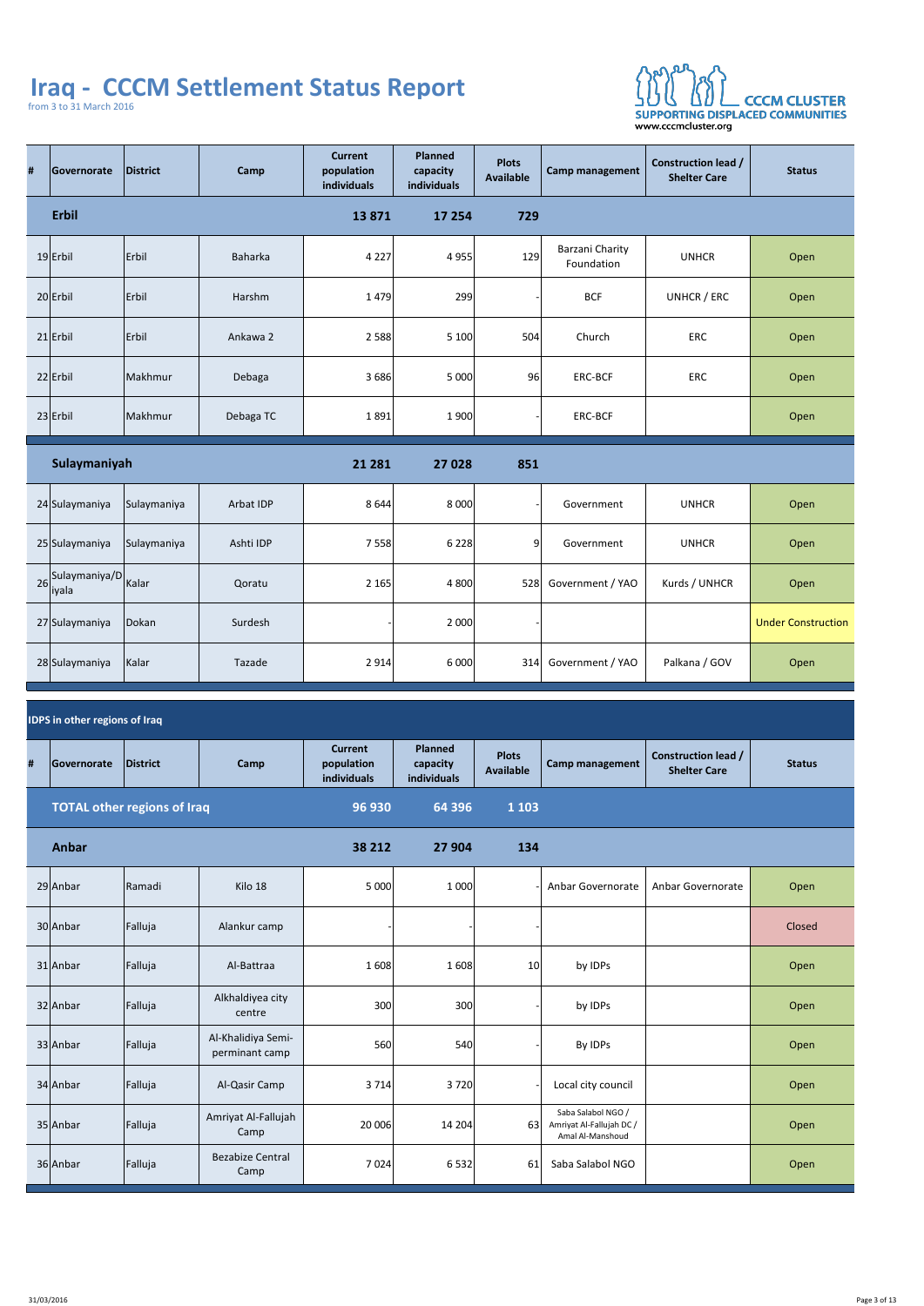# Iraq - CCCM Settlement Status Report

from 3 to 31 March 2016

CCCM CLUSTER
SUPPORTING DISPLACED COMMUNITIES
www.cccmcluster.org

| # | Governorate | District | Camp | Current population individuals | Planned capacity individuals | Plots Available | Camp management | Construction lead / Shelter Care | Status |
|---|---|---|---|---|---|---|---|---|---|
| | **Erbil** | | | **13 871** | **17 254** | **729** | | | |
| 19 | Erbil | Erbil | Baharka | 4 227 | 4 955 | 129 | Barzani Charity Foundation | UNHCR | Open |
| 20 | Erbil | Erbil | Harshm | 1 479 | 299 | - | BCF | UNHCR / ERC | Open |
| 21 | Erbil | Erbil | Ankawa 2 | 2 588 | 5 100 | 504 | Church | ERC | Open |
| 22 | Erbil | Makhmur | Debaga | 3 686 | 5 000 | 96 | ERC-BCF | ERC | Open |
| 23 | Erbil | Makhmur | Debaga TC | 1 891 | 1 900 | - | ERC-BCF | | Open |
| | **Sulaymaniyah** | | | **21 281** | **27 028** | **851** | | | |
| 24 | Sulaymaniya | Sulaymaniya | Arbat IDP | 8 644 | 8 000 | - | Government | UNHCR | Open |
| 25 | Sulaymaniya | Sulaymaniya | Ashti IDP | 7 558 | 6 228 | 9 | Government | UNHCR | Open |
| 26 | Sulaymaniya/Diyala | Kalar | Qoratu | 2 165 | 4 800 | 528 | Government / YAO | Kurds / UNHCR | Open |
| 27 | Sulaymaniya | Dokan | Surdesh | - | 2 000 | - | | | Under Construction |
| 28 | Sulaymaniya | Kalar | Tazade | 2 914 | 6 000 | 314 | Government / YAO | Palkana / GOV | Open |

**IDPS in other regions of Iraq**

| # | Governorate | District | Camp | Current population individuals | Planned capacity individuals | Plots Available | Camp management | Construction lead / Shelter Care | Status |
|---|---|---|---|---|---|---|---|---|---|
| | **TOTAL other regions of Iraq** | | | **96 930** | **64 396** | **1 103** | | | |
| | **Anbar** | | | **38 212** | **27 904** | **134** | | | |
| 29 | Anbar | Ramadi | Kilo 18 | 5 000 | 1 000 | - | Anbar Governorate | Anbar Governorate | Open |
| 30 | Anbar | Falluja | Alankur camp | - | - | - | | | Closed |
| 31 | Anbar | Falluja | Al-Battraa | 1 608 | 1 608 | 10 | by IDPs | | Open |
| 32 | Anbar | Falluja | Alkhaldiyea city centre | 300 | 300 | - | by IDPs | | Open |
| 33 | Anbar | Falluja | Al-Khalidiya Semi-perminant camp | 560 | 540 | - | By IDPs | | Open |
| 34 | Anbar | Falluja | Al-Qasir Camp | 3 714 | 3 720 | - | Local city council | | Open |
| 35 | Anbar | Falluja | Amriyat Al-Fallujah Camp | 20 006 | 14 204 | 63 | Saba Salabol NGO / Amriyat Al-Fallujah DC / Amal Al-Manshoud | | Open |
| 36 | Anbar | Falluja | Bezabize Central Camp | 7 024 | 6 532 | 61 | Saba Salabol NGO | | Open |

31/03/2016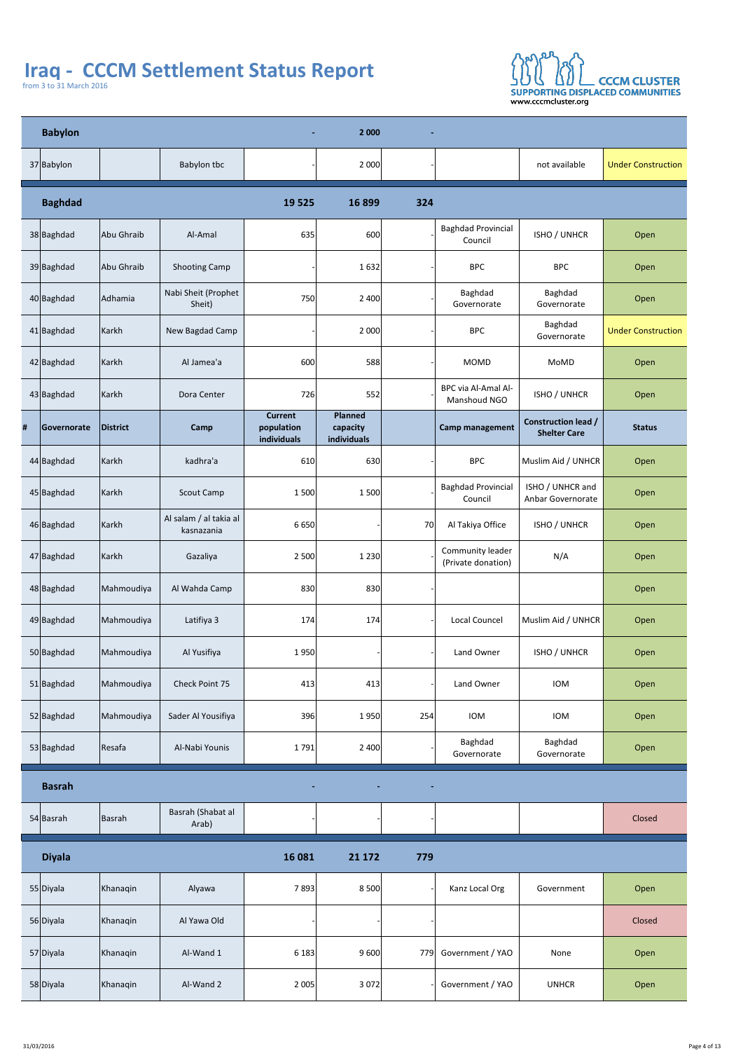# Iraq - CCCM Settlement Status Report

from 3 to 31 March 2016

CCCM CLUSTER
SUPPORTING DISPLACED COMMUNITIES
www.cccmcluster.org

| # | Governorate | District | Camp | Current population individuals | Planned capacity individuals | | Camp management | Construction lead / Shelter Care | Status |
|---|---|---|---|---|---|---|---|---|---|
| | **Babylon** | | | **-** | **2 000** | **-** | | | |
| 37 | Babylon | | Babylon tbc | - | 2 000 | - | | not available | Under Construction |
| | **Baghdad** | | | **19 525** | **16 899** | **324** | | | |
| 38 | Baghdad | Abu Ghraib | Al-Amal | 635 | 600 | - | Baghdad Provincial Council | ISHO / UNHCR | Open |
| 39 | Baghdad | Abu Ghraib | Shooting Camp | - | 1 632 | - | BPC | BPC | Open |
| 40 | Baghdad | Adhamia | Nabi Sheit (Prophet Sheit) | 750 | 2 400 | - | Baghdad Governorate | Baghdad Governorate | Open |
| 41 | Baghdad | Karkh | New Bagdad Camp | - | 2 000 | - | BPC | Baghdad Governorate | Under Construction |
| 42 | Baghdad | Karkh | Al Jamea'a | 600 | 588 | - | MOMD | MoMD | Open |
| 43 | Baghdad | Karkh | Dora Center | 726 | 552 | - | BPC via Al-Amal Al-Manshoud NGO | ISHO / UNHCR | Open |
| 44 | Baghdad | Karkh | kadhra'a | 610 | 630 | - | BPC | Muslim Aid / UNHCR | Open |
| 45 | Baghdad | Karkh | Scout Camp | 1 500 | 1 500 | - | Baghdad Provincial Council | ISHO / UNHCR and Anbar Governorate | Open |
| 46 | Baghdad | Karkh | Al salam / al takia al kasnazania | 6 650 | - | 70 | Al Takiya Office | ISHO / UNHCR | Open |
| 47 | Baghdad | Karkh | Gazaliya | 2 500 | 1 230 | - | Community leader (Private donation) | N/A | Open |
| 48 | Baghdad | Mahmoudiya | Al Wahda Camp | 830 | 830 | - | | | Open |
| 49 | Baghdad | Mahmoudiya | Latifiya 3 | 174 | 174 | - | Local Councel | Muslim Aid / UNHCR | Open |
| 50 | Baghdad | Mahmoudiya | Al Yusifiya | 1 950 | - | - | Land Owner | ISHO / UNHCR | Open |
| 51 | Baghdad | Mahmoudiya | Check Point 75 | 413 | 413 | - | Land Owner | IOM | Open |
| 52 | Baghdad | Mahmoudiya | Sader Al Yousifiya | 396 | 1 950 | 254 | IOM | IOM | Open |
| 53 | Baghdad | Resafa | Al-Nabi Younis | 1 791 | 2 400 | - | Baghdad Governorate | Baghdad Governorate | Open |
| | **Basrah** | | | **-** | **-** | **-** | | | |
| 54 | Basrah | Basrah | Basrah (Shabat al Arab) | - | - | - | | | Closed |
| | **Diyala** | | | **16 081** | **21 172** | **779** | | | |
| 55 | Diyala | Khanaqin | Alyawa | 7 893 | 8 500 | - | Kanz Local Org | Government | Open |
| 56 | Diyala | Khanaqin | Al Yawa Old | - | - | - | | | Closed |
| 57 | Diyala | Khanaqin | Al-Wand 1 | 6 183 | 9 600 | 779 | Government / YAO | None | Open |
| 58 | Diyala | Khanaqin | Al-Wand 2 | 2 005 | 3 072 | - | Government / YAO | UNHCR | Open |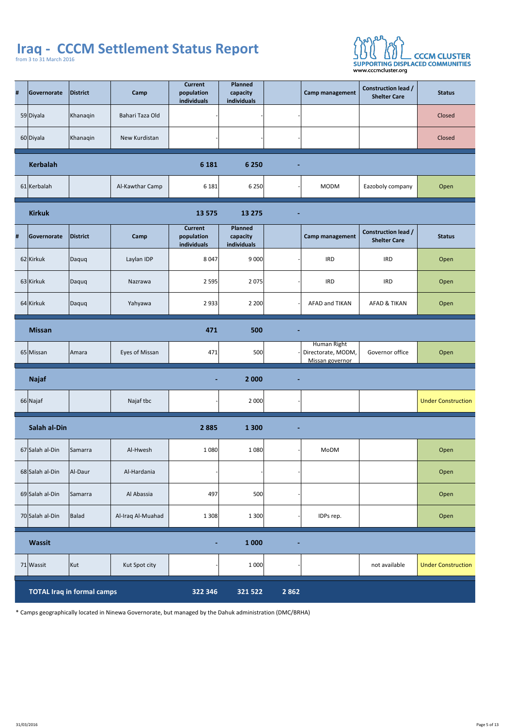# Iraq - CCCM Settlement Status Report

from 3 to 31 March 2016

CCCM CLUSTER
SUPPORTING DISPLACED COMMUNITIES
www.cccmcluster.org

| # | Governorate | District | Camp | Current population individuals | Planned capacity individuals | | Camp management | Construction lead / Shelter Care | Status |
|---|---|---|---|---|---|---|---|---|---|
| 59 | Diyala | Khanaqin | Bahari Taza Old | - | - | - | | | Closed |
| 60 | Diyala | Khanaqin | New Kurdistan | - | - | - | | | Closed |
| | **Kerbalah** | | | **6 181** | **6 250** | **-** | | | |
| 61 | Kerbalah | | Al-Kawthar Camp | 6 181 | 6 250 | - | MODM | Eazoboly company | Open |
| | **Kirkuk** | | | **13 575** | **13 275** | **-** | | | |
| **#** | **Governorate** | **District** | **Camp** | **Current population individuals** | **Planned capacity individuals** | | **Camp management** | **Construction lead / Shelter Care** | **Status** |
| 62 | Kirkuk | Daquq | Laylan IDP | 8 047 | 9 000 | - | IRD | IRD | Open |
| 63 | Kirkuk | Daquq | Nazrawa | 2 595 | 2 075 | - | IRD | IRD | Open |
| 64 | Kirkuk | Daquq | Yahyawa | 2 933 | 2 200 | - | AFAD and TIKAN | AFAD & TIKAN | Open |
| | **Missan** | | | **471** | **500** | **-** | | | |
| 65 | Missan | Amara | Eyes of Missan | 471 | 500 | - | Human Right Directorate, MODM, Missan governor | Governor office | Open |
| | **Najaf** | | | **-** | **2 000** | **-** | | | |
| 66 | Najaf | | Najaf tbc | - | 2 000 | - | | | Under Construction |
| | **Salah al-Din** | | | **2 885** | **1 300** | **-** | | | |
| 67 | Salah al-Din | Samarra | Al-Hwesh | 1 080 | 1 080 | - | MoDM | | Open |
| 68 | Salah al-Din | Al-Daur | Al-Hardania | - | - | - | | | Open |
| 69 | Salah al-Din | Samarra | Al Abassia | 497 | 500 | - | | | Open |
| 70 | Salah al-Din | Balad | Al-Iraq Al-Muahad | 1 308 | 1 300 | - | IDPs rep. | | Open |
| | **Wassit** | | | **-** | **1 000** | **-** | | | |
| 71 | Wassit | Kut | Kut Spot city | - | 1 000 | - | | not available | Under Construction |
| | **TOTAL Iraq in formal camps** | | | **322 346** | **321 522** | **2 862** | | | |

* Camps geographically located in Ninewa Governorate, but managed by the Dahuk administration (DMC/BRHA)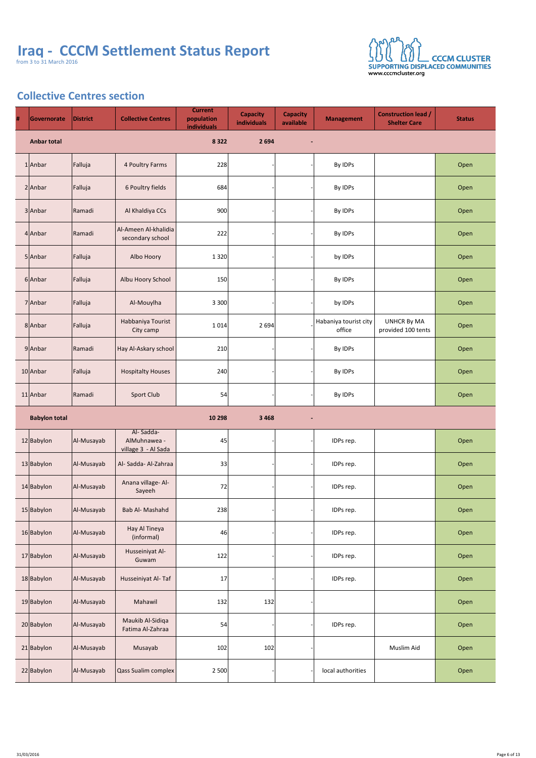# Iraq - CCCM Settlement Status Report

from 3 to 31 March 2016

CCCM CLUSTER
SUPPORTING DISPLACED COMMUNITIES
www.cccmcluster.org

## Collective Centres section

| # | Governorate | District | Collective Centres | Current population individuals | Capacity individuals | Capacity available | Management | Construction lead / Shelter Care | Status |
|---|---|---|---|---|---|---|---|---|---|
| | **Anbar total** | | | **8 322** | **2 694** | **-** | | | |
| 1 | Anbar | Falluja | 4 Poultry Farms | 228 | - | - | By IDPs | | Open |
| 2 | Anbar | Falluja | 6 Poultry fields | 684 | - | - | By IDPs | | Open |
| 3 | Anbar | Ramadi | Al Khaldiya CCs | 900 | - | - | By IDPs | | Open |
| 4 | Anbar | Ramadi | Al-Ameen Al-khalidia secondary school | 222 | - | - | By IDPs | | Open |
| 5 | Anbar | Falluja | Albo Hoory | 1 320 | - | - | by IDPs | | Open |
| 6 | Anbar | Falluja | Albu Hoory School | 150 | - | - | By IDPs | | Open |
| 7 | Anbar | Falluja | Al-Mouylha | 3 300 | - | - | by IDPs | | Open |
| 8 | Anbar | Falluja | Habbaniya Tourist City camp | 1 014 | 2 694 | - | Habaniya tourist city office | UNHCR By MA provided 100 tents | Open |
| 9 | Anbar | Ramadi | Hay Al-Askary school | 210 | - | - | By IDPs | | Open |
| 10 | Anbar | Falluja | Hospitalty Houses | 240 | - | - | By IDPs | | Open |
| 11 | Anbar | Ramadi | Sport Club | 54 | - | - | By IDPs | | Open |
| | **Babylon total** | | | **10 298** | **3 468** | **-** | | | |
| 12 | Babylon | Al-Musayab | Al- Sadda- AlMuhnawea - village 3 - Al Sada | 45 | - | - | IDPs rep. | | Open |
| 13 | Babylon | Al-Musayab | Al- Sadda- Al-Zahraa | 33 | - | - | IDPs rep. | | Open |
| 14 | Babylon | Al-Musayab | Anana village- Al-Sayeeh | 72 | - | - | IDPs rep. | | Open |
| 15 | Babylon | Al-Musayab | Bab Al- Mashahd | 238 | - | - | IDPs rep. | | Open |
| 16 | Babylon | Al-Musayab | Hay Al Tineya (informal) | 46 | - | - | IDPs rep. | | Open |
| 17 | Babylon | Al-Musayab | Husseiniyat Al-Guwam | 122 | - | - | IDPs rep. | | Open |
| 18 | Babylon | Al-Musayab | Husseiniyat Al- Taf | 17 | - | - | IDPs rep. | | Open |
| 19 | Babylon | Al-Musayab | Mahawil | 132 | 132 | - | | | Open |
| 20 | Babylon | Al-Musayab | Maukib Al-Sidiqa Fatima Al-Zahraa | 54 | - | - | IDPs rep. | | Open |
| 21 | Babylon | Al-Musayab | Musayab | 102 | 102 | - | | Muslim Aid | Open |
| 22 | Babylon | Al-Musayab | Qass Sualim complex | 2 500 | - | - | local authorities | | Open |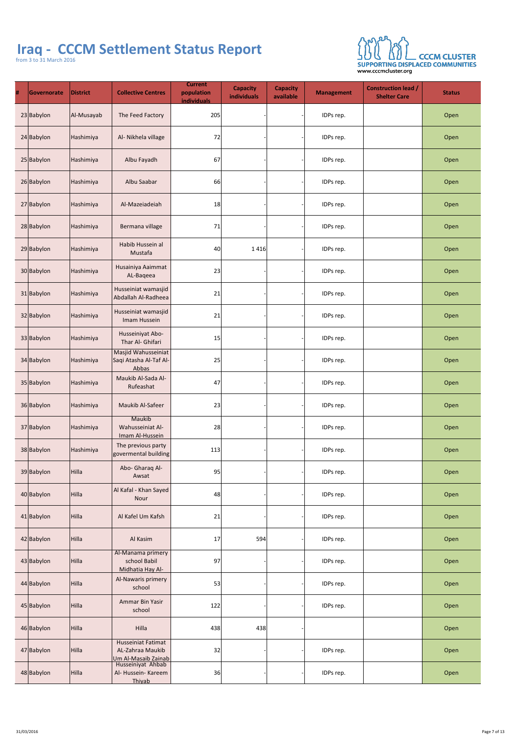# Iraq - CCCM Settlement Status Report

from 3 to 31 March 2016

CCCM CLUSTER
SUPPORTING DISPLACED COMMUNITIES
www.cccmcluster.org

| # | Governorate | District | Collective Centres | Current population individuals | Capacity individuals | Capacity available | Management | Construction lead / Shelter Care | Status |
|---|---|---|---|---|---|---|---|---|---|
| 23 | Babylon | Al-Musayab | The Feed Factory | 205 | - | - | IDPs rep. | | Open |
| 24 | Babylon | Hashimiya | Al- Nikhela village | 72 | - | - | IDPs rep. | | Open |
| 25 | Babylon | Hashimiya | Albu Fayadh | 67 | - | - | IDPs rep. | | Open |
| 26 | Babylon | Hashimiya | Albu Saabar | 66 | - | - | IDPs rep. | | Open |
| 27 | Babylon | Hashimiya | Al-Mazeiadeiah | 18 | - | - | IDPs rep. | | Open |
| 28 | Babylon | Hashimiya | Bermana village | 71 | - | - | IDPs rep. | | Open |
| 29 | Babylon | Hashimiya | Habib Hussein al Mustafa | 40 | 1 416 | - | IDPs rep. | | Open |
| 30 | Babylon | Hashimiya | Husainiya Aaimmat AL-Baqeea | 23 | - | - | IDPs rep. | | Open |
| 31 | Babylon | Hashimiya | Husseiniat wamasjid Abdallah Al-Radheea | 21 | - | - | IDPs rep. | | Open |
| 32 | Babylon | Hashimiya | Husseiniat wamasjid Imam Hussein | 21 | - | - | IDPs rep. | | Open |
| 33 | Babylon | Hashimiya | Husseiniyat Abo-Thar Al- Ghifari | 15 | - | - | IDPs rep. | | Open |
| 34 | Babylon | Hashimiya | Masjid Wahusseiniat Saqi Atasha Al-Taf Al-Abbas | 25 | - | - | IDPs rep. | | Open |
| 35 | Babylon | Hashimiya | Maukib Al-Sada Al-Rufeashat | 47 | - | - | IDPs rep. | | Open |
| 36 | Babylon | Hashimiya | Maukib Al-Safeer | 23 | - | - | IDPs rep. | | Open |
| 37 | Babylon | Hashimiya | Maukib Wahusseiniat Al-Imam Al-Hussein | 28 | - | - | IDPs rep. | | Open |
| 38 | Babylon | Hashimiya | The previous party govermental building | 113 | - | - | IDPs rep. | | Open |
| 39 | Babylon | Hilla | Abo- Gharaq Al-Awsat | 95 | - | - | IDPs rep. | | Open |
| 40 | Babylon | Hilla | Al Kafal - Khan Sayed Nour | 48 | - | - | IDPs rep. | | Open |
| 41 | Babylon | Hilla | Al Kafel Um Kafsh | 21 | - | - | IDPs rep. | | Open |
| 42 | Babylon | Hilla | Al Kasim | 17 | 594 | - | IDPs rep. | | Open |
| 43 | Babylon | Hilla | Al-Manama primery school Babil Midhatia Hay Al- | 97 | - | - | IDPs rep. | | Open |
| 44 | Babylon | Hilla | Al-Nawaris primery school | 53 | - | - | IDPs rep. | | Open |
| 45 | Babylon | Hilla | Ammar Bin Yasir school | 122 | - | - | IDPs rep. | | Open |
| 46 | Babylon | Hilla | Hilla | 438 | 438 | - | | | Open |
| 47 | Babylon | Hilla | Husseiniat Fatimat AL-Zahraa Maukib Um Al-Masaib Zainab | 32 | - | - | IDPs rep. | | Open |
| 48 | Babylon | Hilla | Husseiniyat Ahbab Al- Hussein- Kareem Thiyab | 36 | - | - | IDPs rep. | | Open |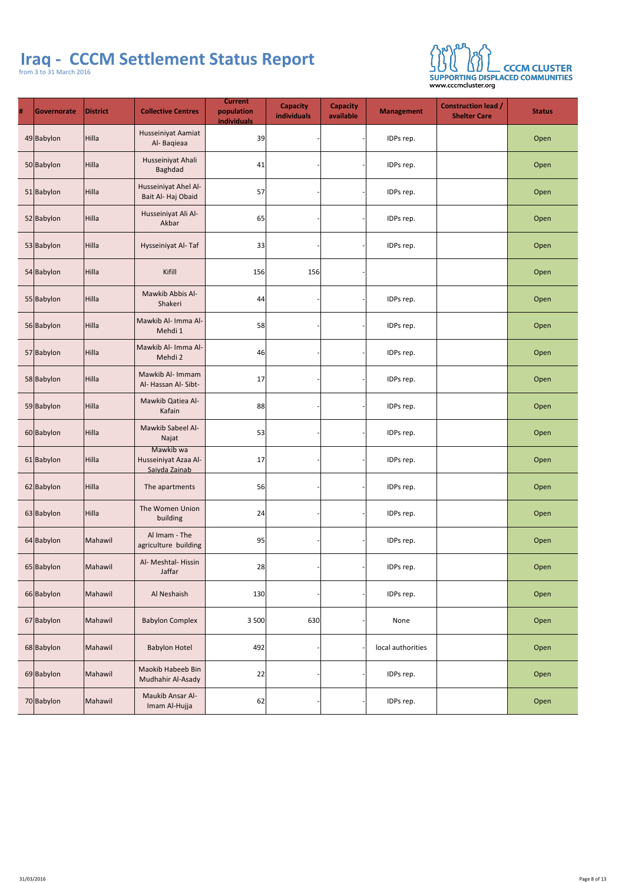# Iraq - CCCM Settlement Status Report

from 3 to 31 March 2016

CCCM CLUSTER
SUPPORTING DISPLACED COMMUNITIES
www.cccmcluster.org

| # | Governorate | District | Collective Centres | Current population individuals | Capacity individuals | Capacity available | Management | Construction lead / Shelter Care | Status |
|---|---|---|---|---|---|---|---|---|---|
| 49 | Babylon | Hilla | Husseiniyat Aamiat Al- Baqieaa | 39 | - | - | IDPs rep. | | Open |
| 50 | Babylon | Hilla | Husseiniyat Ahali Baghdad | 41 | - | - | IDPs rep. | | Open |
| 51 | Babylon | Hilla | Husseiniyat Ahel Al- Bait Al- Haj Obaid | 57 | - | - | IDPs rep. | | Open |
| 52 | Babylon | Hilla | Husseiniyat Ali Al- Akbar | 65 | - | - | IDPs rep. | | Open |
| 53 | Babylon | Hilla | Hysseiniyat Al- Taf | 33 | - | - | IDPs rep. | | Open |
| 54 | Babylon | Hilla | Kifill | 156 | 156 | - | | | Open |
| 55 | Babylon | Hilla | Mawkib Abbis Al- Shakeri | 44 | - | - | IDPs rep. | | Open |
| 56 | Babylon | Hilla | Mawkib Al- Imma Al- Mehdi 1 | 58 | - | - | IDPs rep. | | Open |
| 57 | Babylon | Hilla | Mawkib Al- Imma Al- Mehdi 2 | 46 | - | - | IDPs rep. | | Open |
| 58 | Babylon | Hilla | Mawkib Al- Immam Al- Hassan Al- Sibt- | 17 | - | - | IDPs rep. | | Open |
| 59 | Babylon | Hilla | Mawkib Qatiea Al- Kafain | 88 | - | - | IDPs rep. | | Open |
| 60 | Babylon | Hilla | Mawkib Sabeel Al- Najat | 53 | - | - | IDPs rep. | | Open |
| 61 | Babylon | Hilla | Mawkib wa Husseiniyat Azaa Al- Saiyda Zainab | 17 | - | - | IDPs rep. | | Open |
| 62 | Babylon | Hilla | The apartments | 56 | - | - | IDPs rep. | | Open |
| 63 | Babylon | Hilla | The Women Union building | 24 | - | - | IDPs rep. | | Open |
| 64 | Babylon | Mahawil | Al Imam - The agriculture building | 95 | - | - | IDPs rep. | | Open |
| 65 | Babylon | Mahawil | Al- Meshtal- Hissin Jaffar | 28 | - | - | IDPs rep. | | Open |
| 66 | Babylon | Mahawil | Al Neshaish | 130 | - | - | IDPs rep. | | Open |
| 67 | Babylon | Mahawil | Babylon Complex | 3 500 | 630 | - | None | | Open |
| 68 | Babylon | Mahawil | Babylon Hotel | 492 | - | - | local authorities | | Open |
| 69 | Babylon | Mahawil | Maokib Habeeb Bin Mudhahir Al-Asady | 22 | - | - | IDPs rep. | | Open |
| 70 | Babylon | Mahawil | Maukib Ansar Al- Imam Al-Hujja | 62 | - | - | IDPs rep. | | Open |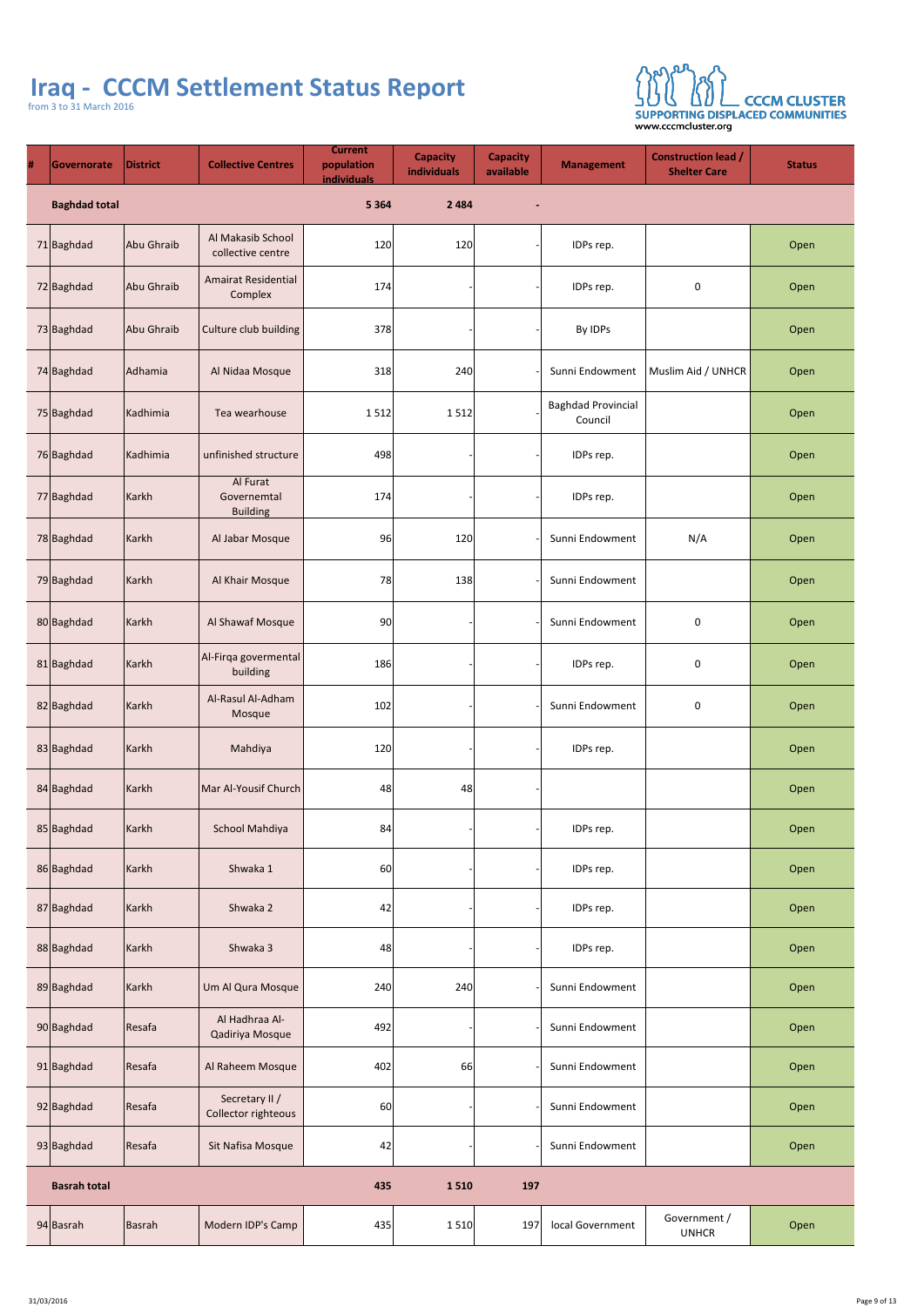# Iraq - CCCM Settlement Status Report

from 3 to 31 March 2016

CCCM CLUSTER
SUPPORTING DISPLACED COMMUNITIES
www.cccmcluster.org

| # | Governorate | District | Collective Centres | Current population individuals | Capacity individuals | Capacity available | Management | Construction lead / Shelter Care | Status |
|---|---|---|---|---|---|---|---|---|---|
| | **Baghdad total** | | | **5 364** | **2 484** | **-** | | | |
| 71 | Baghdad | Abu Ghraib | Al Makasib School collective centre | 120 | 120 | - | IDPs rep. | | Open |
| 72 | Baghdad | Abu Ghraib | Amairat Residential Complex | 174 | - | - | IDPs rep. | 0 | Open |
| 73 | Baghdad | Abu Ghraib | Culture club building | 378 | - | - | By IDPs | | Open |
| 74 | Baghdad | Adhamia | Al Nidaa Mosque | 318 | 240 | - | Sunni Endowment | Muslim Aid / UNHCR | Open |
| 75 | Baghdad | Kadhimia | Tea wearhouse | 1 512 | 1 512 | - | Baghdad Provincial Council | | Open |
| 76 | Baghdad | Kadhimia | unfinished structure | 498 | - | - | IDPs rep. | | Open |
| 77 | Baghdad | Karkh | Al Furat Governemtal Building | 174 | - | - | IDPs rep. | | Open |
| 78 | Baghdad | Karkh | Al Jabar Mosque | 96 | 120 | - | Sunni Endowment | N/A | Open |
| 79 | Baghdad | Karkh | Al Khair Mosque | 78 | 138 | - | Sunni Endowment | | Open |
| 80 | Baghdad | Karkh | Al Shawaf Mosque | 90 | - | - | Sunni Endowment | 0 | Open |
| 81 | Baghdad | Karkh | Al-Firqa govermental building | 186 | - | - | IDPs rep. | 0 | Open |
| 82 | Baghdad | Karkh | Al-Rasul Al-Adham Mosque | 102 | - | - | Sunni Endowment | 0 | Open |
| 83 | Baghdad | Karkh | Mahdiya | 120 | - | - | IDPs rep. | | Open |
| 84 | Baghdad | Karkh | Mar Al-Yousif Church | 48 | 48 | - | | | Open |
| 85 | Baghdad | Karkh | School Mahdiya | 84 | - | - | IDPs rep. | | Open |
| 86 | Baghdad | Karkh | Shwaka 1 | 60 | - | - | IDPs rep. | | Open |
| 87 | Baghdad | Karkh | Shwaka 2 | 42 | - | - | IDPs rep. | | Open |
| 88 | Baghdad | Karkh | Shwaka 3 | 48 | - | - | IDPs rep. | | Open |
| 89 | Baghdad | Karkh | Um Al Qura Mosque | 240 | 240 | - | Sunni Endowment | | Open |
| 90 | Baghdad | Resafa | Al Hadhraa Al-Qadiriya Mosque | 492 | - | - | Sunni Endowment | | Open |
| 91 | Baghdad | Resafa | Al Raheem Mosque | 402 | 66 | - | Sunni Endowment | | Open |
| 92 | Baghdad | Resafa | Secretary II / Collector righteous | 60 | - | - | Sunni Endowment | | Open |
| 93 | Baghdad | Resafa | Sit Nafisa Mosque | 42 | - | - | Sunni Endowment | | Open |
| | **Basrah total** | | | **435** | **1 510** | **197** | | | |
| 94 | Basrah | Basrah | Modern IDP's Camp | 435 | 1 510 | 197 | local Government | Government / UNHCR | Open |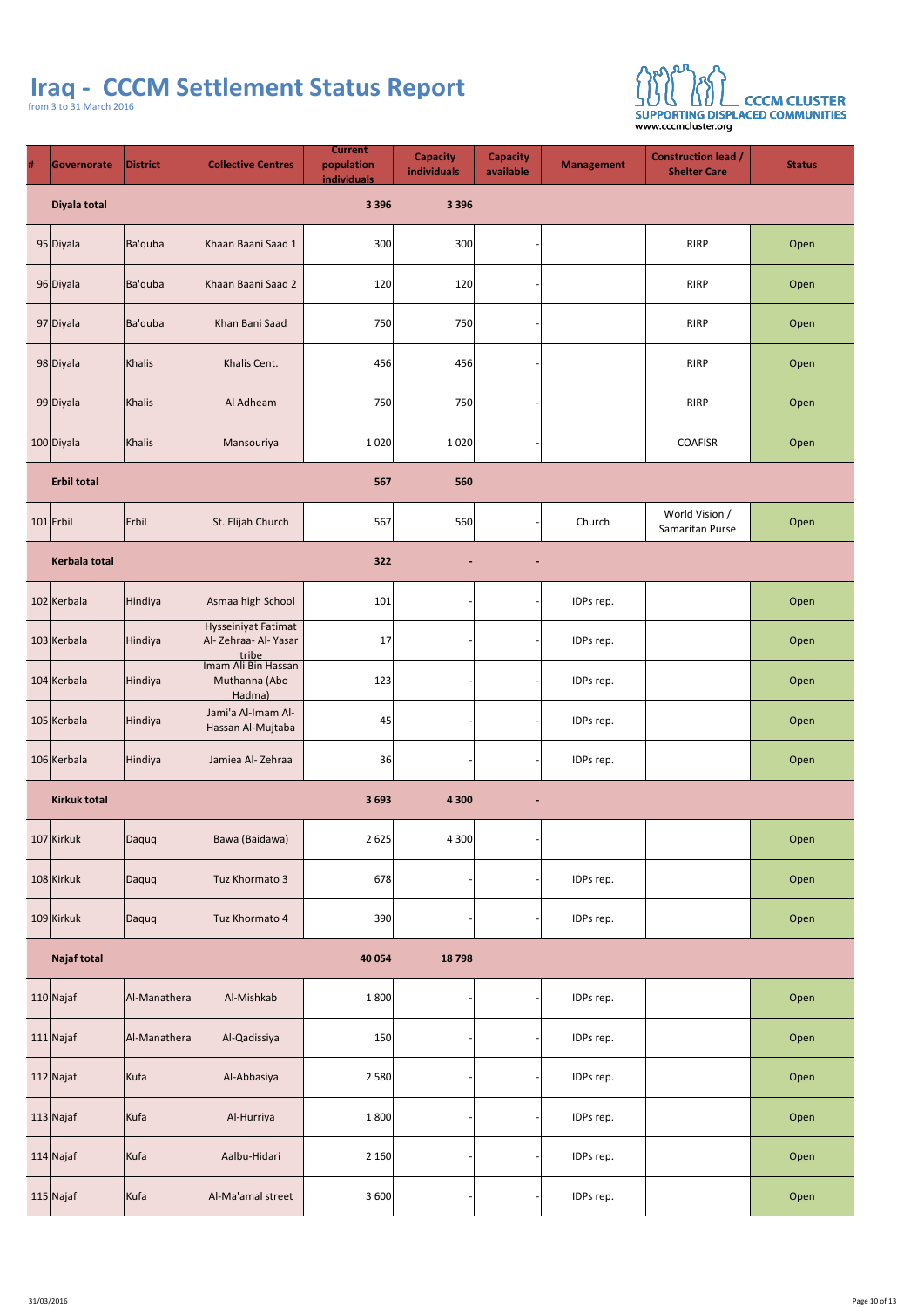# Iraq - CCCM Settlement Status Report

from 3 to 31 March 2016

CCCM CLUSTER
SUPPORTING DISPLACED COMMUNITIES
www.cccmcluster.org

| # | Governorate | District | Collective Centres | Current population individuals | Capacity individuals | Capacity available | Management | Construction lead / Shelter Care | Status |
|---|---|---|---|---|---|---|---|---|---|
| | **Diyala total** | | | **3 396** | **3 396** | | | | |
| 95 | Diyala | Ba'quba | Khaan Baani Saad 1 | 300 | 300 | - | | RIRP | Open |
| 96 | Diyala | Ba'quba | Khaan Baani Saad 2 | 120 | 120 | - | | RIRP | Open |
| 97 | Diyala | Ba'quba | Khan Bani Saad | 750 | 750 | - | | RIRP | Open |
| 98 | Diyala | Khalis | Khalis Cent. | 456 | 456 | - | | RIRP | Open |
| 99 | Diyala | Khalis | Al Adheam | 750 | 750 | - | | RIRP | Open |
| 100 | Diyala | Khalis | Mansouriya | 1 020 | 1 020 | - | | COAFISR | Open |
| | **Erbil total** | | | **567** | **560** | | | | |
| 101 | Erbil | Erbil | St. Elijah Church | 567 | 560 | - | Church | World Vision / Samaritan Purse | Open |
| | **Kerbala total** | | | **322** | **-** | **-** | | | |
| 102 | Kerbala | Hindiya | Asmaa high School | 101 | - | - | IDPs rep. | | Open |
| 103 | Kerbala | Hindiya | Hysseiniyat Fatimat Al- Zehraa- Al- Yasar tribe | 17 | - | - | IDPs rep. | | Open |
| 104 | Kerbala | Hindiya | Imam Ali Bin Hassan Muthanna (Abo Hadma) | 123 | - | - | IDPs rep. | | Open |
| 105 | Kerbala | Hindiya | Jami'a Al-Imam Al-Hassan Al-Mujtaba | 45 | - | - | IDPs rep. | | Open |
| 106 | Kerbala | Hindiya | Jamiea Al- Zehraa | 36 | - | - | IDPs rep. | | Open |
| | **Kirkuk total** | | | **3 693** | **4 300** | **-** | | | |
| 107 | Kirkuk | Daquq | Bawa (Baidawa) | 2 625 | 4 300 | - | | | Open |
| 108 | Kirkuk | Daquq | Tuz Khormato 3 | 678 | - | - | IDPs rep. | | Open |
| 109 | Kirkuk | Daquq | Tuz Khormato 4 | 390 | - | - | IDPs rep. | | Open |
| | **Najaf total** | | | **40 054** | **18 798** | | | | |
| 110 | Najaf | Al-Manathera | Al-Mishkab | 1 800 | - | - | IDPs rep. | | Open |
| 111 | Najaf | Al-Manathera | Al-Qadissiya | 150 | - | - | IDPs rep. | | Open |
| 112 | Najaf | Kufa | Al-Abbasiya | 2 580 | - | - | IDPs rep. | | Open |
| 113 | Najaf | Kufa | Al-Hurriya | 1 800 | - | - | IDPs rep. | | Open |
| 114 | Najaf | Kufa | Aalbu-Hidari | 2 160 | - | - | IDPs rep. | | Open |
| 115 | Najaf | Kufa | Al-Ma'amal street | 3 600 | - | - | IDPs rep. | | Open |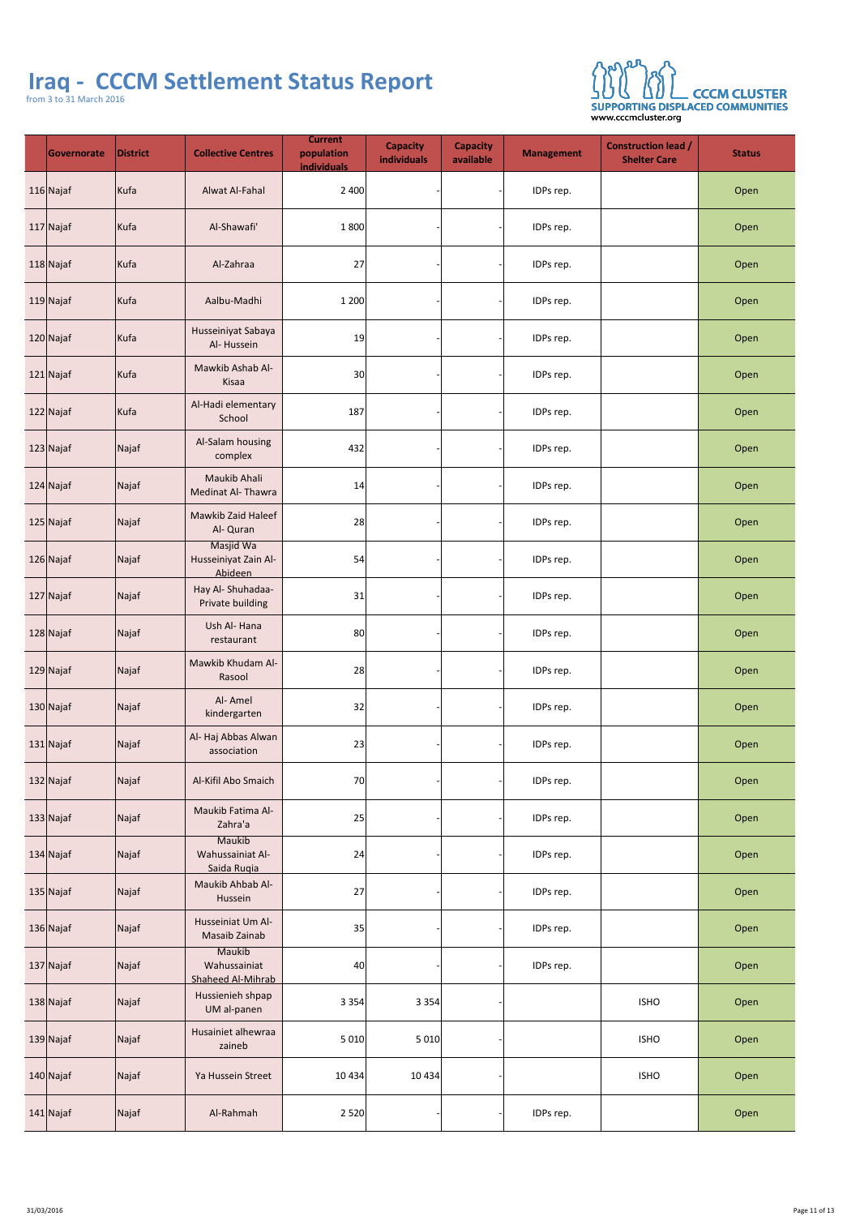# Iraq - CCCM Settlement Status Report

from 3 to 31 March 2016

CCCM CLUSTER
SUPPORTING DISPLACED COMMUNITIES
www.cccmcluster.org

| | Governorate | District | Collective Centres | Current population individuals | Capacity individuals | Capacity available | Management | Construction lead / Shelter Care | Status |
|---|---|---|---|---|---|---|---|---|---|
| 116 | Najaf | Kufa | Alwat Al-Fahal | 2 400 | - | - | IDPs rep. | | Open |
| 117 | Najaf | Kufa | Al-Shawafi' | 1 800 | - | - | IDPs rep. | | Open |
| 118 | Najaf | Kufa | Al-Zahraa | 27 | - | - | IDPs rep. | | Open |
| 119 | Najaf | Kufa | Aalbu-Madhi | 1 200 | - | - | IDPs rep. | | Open |
| 120 | Najaf | Kufa | Husseiniyat Sabaya Al- Hussein | 19 | - | - | IDPs rep. | | Open |
| 121 | Najaf | Kufa | Mawkib Ashab Al-Kisaa | 30 | - | - | IDPs rep. | | Open |
| 122 | Najaf | Kufa | Al-Hadi elementary School | 187 | - | - | IDPs rep. | | Open |
| 123 | Najaf | Najaf | Al-Salam housing complex | 432 | - | - | IDPs rep. | | Open |
| 124 | Najaf | Najaf | Maukib Ahali Medinat Al- Thawra | 14 | - | - | IDPs rep. | | Open |
| 125 | Najaf | Najaf | Mawkib Zaid Haleef Al- Quran | 28 | - | - | IDPs rep. | | Open |
| 126 | Najaf | Najaf | Masjid Wa Husseiniyat Zain Al-Abideen | 54 | - | - | IDPs rep. | | Open |
| 127 | Najaf | Najaf | Hay Al- Shuhadaa-Private building | 31 | - | - | IDPs rep. | | Open |
| 128 | Najaf | Najaf | Ush Al- Hana restaurant | 80 | - | - | IDPs rep. | | Open |
| 129 | Najaf | Najaf | Mawkib Khudam Al-Rasool | 28 | - | - | IDPs rep. | | Open |
| 130 | Najaf | Najaf | Al- Amel kindergarten | 32 | - | - | IDPs rep. | | Open |
| 131 | Najaf | Najaf | Al- Haj Abbas Alwan association | 23 | - | - | IDPs rep. | | Open |
| 132 | Najaf | Najaf | Al-Kifil Abo Smaich | 70 | - | - | IDPs rep. | | Open |
| 133 | Najaf | Najaf | Maukib Fatima Al-Zahra'a | 25 | - | - | IDPs rep. | | Open |
| 134 | Najaf | Najaf | Maukib Wahussainiat Al-Saida Ruqia | 24 | - | - | IDPs rep. | | Open |
| 135 | Najaf | Najaf | Maukib Ahbab Al-Hussein | 27 | - | - | IDPs rep. | | Open |
| 136 | Najaf | Najaf | Husseiniat Um Al-Masaib Zainab | 35 | - | - | IDPs rep. | | Open |
| 137 | Najaf | Najaf | Maukib Wahussainiat Shaheed Al-Mihrab | 40 | - | - | IDPs rep. | | Open |
| 138 | Najaf | Najaf | Hussienieh shpap UM al-panen | 3 354 | 3 354 | - | | ISHO | Open |
| 139 | Najaf | Najaf | Husainiet alhewraa zaineb | 5 010 | 5 010 | - | | ISHO | Open |
| 140 | Najaf | Najaf | Ya Hussein Street | 10 434 | 10 434 | - | | ISHO | Open |
| 141 | Najaf | Najaf | Al-Rahmah | 2 520 | - | - | IDPs rep. | | Open |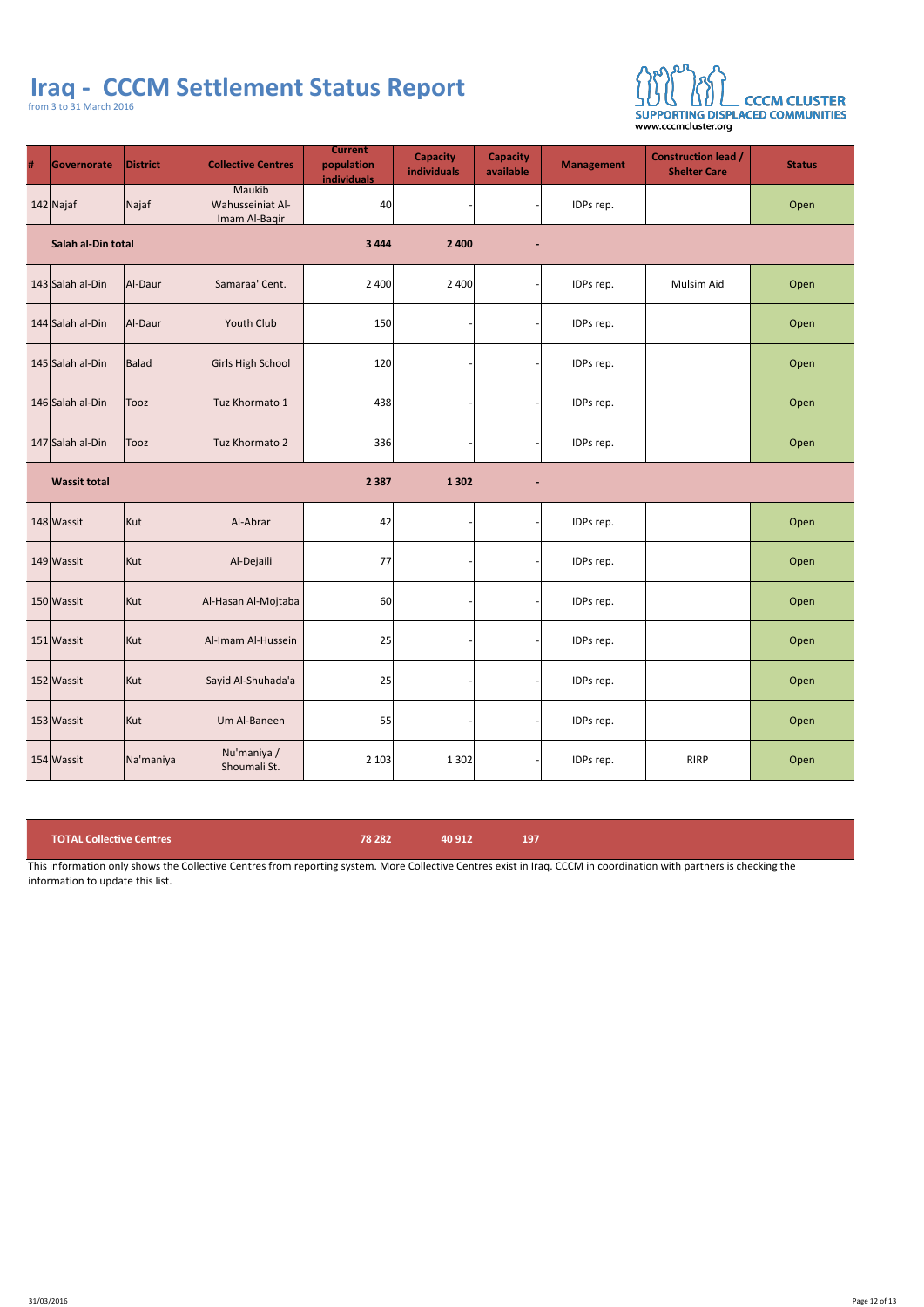# Iraq - CCCM Settlement Status Report

from 3 to 31 March 2016

CCCM CLUSTER
SUPPORTING DISPLACED COMMUNITIES
www.cccmcluster.org

| # | Governorate | District | Collective Centres | Current population individuals | Capacity individuals | Capacity available | Management | Construction lead / Shelter Care | Status |
|---|---|---|---|---|---|---|---|---|---|
| 142 | Najaf | Najaf | Maukib Wahusseiniat Al-Imam Al-Baqir | 40 | - | - | IDPs rep. | | Open |
| | **Salah al-Din total** | | | **3 444** | **2 400** | **-** | | | |
| 143 | Salah al-Din | Al-Daur | Samaraa' Cent. | 2 400 | 2 400 | - | IDPs rep. | Mulsim Aid | Open |
| 144 | Salah al-Din | Al-Daur | Youth Club | 150 | - | - | IDPs rep. | | Open |
| 145 | Salah al-Din | Balad | Girls High School | 120 | - | - | IDPs rep. | | Open |
| 146 | Salah al-Din | Tooz | Tuz Khormato 1 | 438 | - | - | IDPs rep. | | Open |
| 147 | Salah al-Din | Tooz | Tuz Khormato 2 | 336 | - | - | IDPs rep. | | Open |
| | **Wassit total** | | | **2 387** | **1 302** | **-** | | | |
| 148 | Wassit | Kut | Al-Abrar | 42 | - | - | IDPs rep. | | Open |
| 149 | Wassit | Kut | Al-Dejaili | 77 | - | - | IDPs rep. | | Open |
| 150 | Wassit | Kut | Al-Hasan Al-Mojtaba | 60 | - | - | IDPs rep. | | Open |
| 151 | Wassit | Kut | Al-Imam Al-Hussein | 25 | - | - | IDPs rep. | | Open |
| 152 | Wassit | Kut | Sayid Al-Shuhada'a | 25 | - | - | IDPs rep. | | Open |
| 153 | Wassit | Kut | Um Al-Baneen | 55 | - | - | IDPs rep. | | Open |
| 154 | Wassit | Na'maniya | Nu'maniya / Shoumali St. | 2 103 | 1 302 | - | IDPs rep. | RIRP | Open |
| | **TOTAL Collective Centres** | | | **78 282** | **40 912** | **197** | | | |

This information only shows the Collective Centres from reporting system. More Collective Centres exist in Iraq. CCCM in coordination with partners is checking the information to update this list.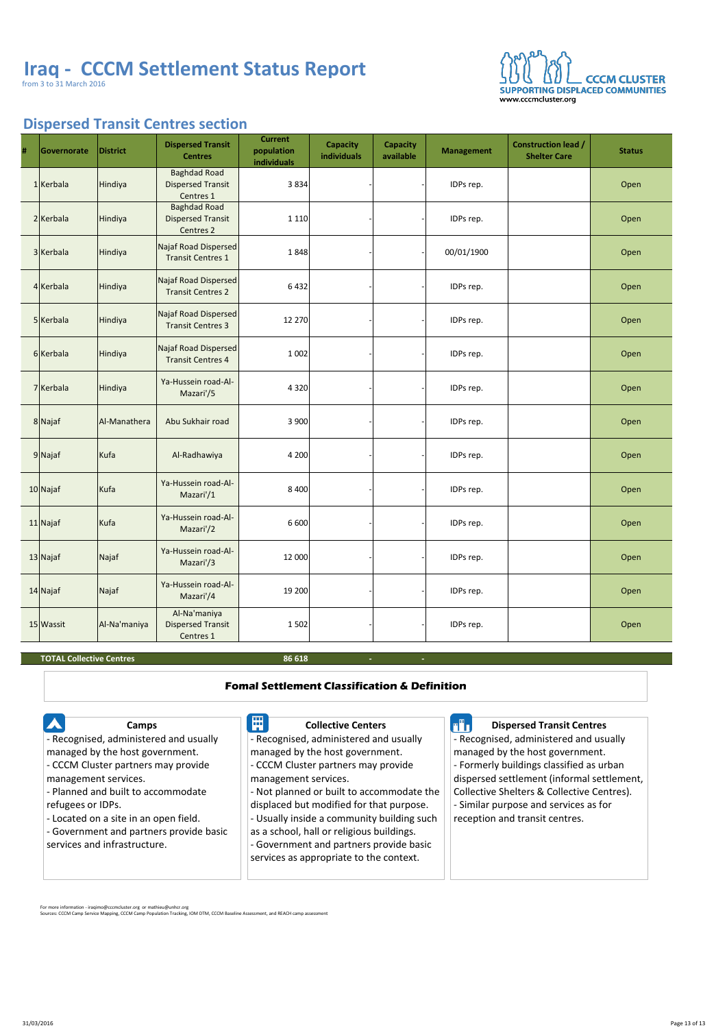# Iraq - CCCM Settlement Status Report

from 3 to 31 March 2016

CCCM CLUSTER
SUPPORTING DISPLACED COMMUNITIES
www.cccmcluster.org

## Dispersed Transit Centres section

| # | Governorate | District | Dispersed Transit Centres | Current population individuals | Capacity individuals | Capacity available | Management | Construction lead / Shelter Care | Status |
|---|---|---|---|---|---|---|---|---|---|
| 1 | Kerbala | Hindiya | Baghdad Road Dispersed Transit Centres 1 | 3 834 | - | - | IDPs rep. | | Open |
| 2 | Kerbala | Hindiya | Baghdad Road Dispersed Transit Centres 2 | 1 110 | - | - | IDPs rep. | | Open |
| 3 | Kerbala | Hindiya | Najaf Road Dispersed Transit Centres 1 | 1 848 | - | - | 00/01/1900 | | Open |
| 4 | Kerbala | Hindiya | Najaf Road Dispersed Transit Centres 2 | 6 432 | - | - | IDPs rep. | | Open |
| 5 | Kerbala | Hindiya | Najaf Road Dispersed Transit Centres 3 | 12 270 | - | - | IDPs rep. | | Open |
| 6 | Kerbala | Hindiya | Najaf Road Dispersed Transit Centres 4 | 1 002 | - | - | IDPs rep. | | Open |
| 7 | Kerbala | Hindiya | Ya-Hussein road-Al-Mazari'/5 | 4 320 | - | - | IDPs rep. | | Open |
| 8 | Najaf | Al-Manathera | Abu Sukhair road | 3 900 | - | - | IDPs rep. | | Open |
| 9 | Najaf | Kufa | Al-Radhawiya | 4 200 | - | - | IDPs rep. | | Open |
| 10 | Najaf | Kufa | Ya-Hussein road-Al-Mazari'/1 | 8 400 | - | - | IDPs rep. | | Open |
| 11 | Najaf | Kufa | Ya-Hussein road-Al-Mazari'/2 | 6 600 | - | - | IDPs rep. | | Open |
| 13 | Najaf | Najaf | Ya-Hussein road-Al-Mazari'/3 | 12 000 | - | - | IDPs rep. | | Open |
| 14 | Najaf | Najaf | Ya-Hussein road-Al-Mazari'/4 | 19 200 | - | - | IDPs rep. | | Open |
| 15 | Wassit | Al-Na'maniya | Al-Na'maniya Dispersed Transit Centres 1 | 1 502 | - | - | IDPs rep. | | Open |
| | **TOTAL Collective Centres** | | | **86 618** | **-** | **-** | | | |

### Fomal Settlement Classification & Definition

**Camps**

- Recognised, administered and usually managed by the host government.
- CCCM Cluster partners may provide management services.
- Planned and built to accommodate refugees or IDPs.
- Located on a site in an open field.
- Government and partners provide basic services and infrastructure.

**Collective Centers**

- Recognised, administered and usually managed by the host government.
- CCCM Cluster partners may provide management services.
- Not planned or built to accommodate the displaced but modified for that purpose.
- Usually inside a community building such as a school, hall or religious buildings.
- Government and partners provide basic services as appropriate to the context.

**Dispersed Transit Centres**

- Recognised, administered and usually managed by the host government.
- Formerly buildings classified as urban dispersed settlement (informal settlement, Collective Shelters & Collective Centres).
- Similar purpose and services as for reception and transit centres.

For more information - iraqimo@cccmcluster.org or mathieu@unhcr.org
Sources: CCCM Camp Service Mapping, CCCM Camp Population Tracking, IOM DTM, CCCM Baseline Assessment, and REACH camp assessment

31/03/2016